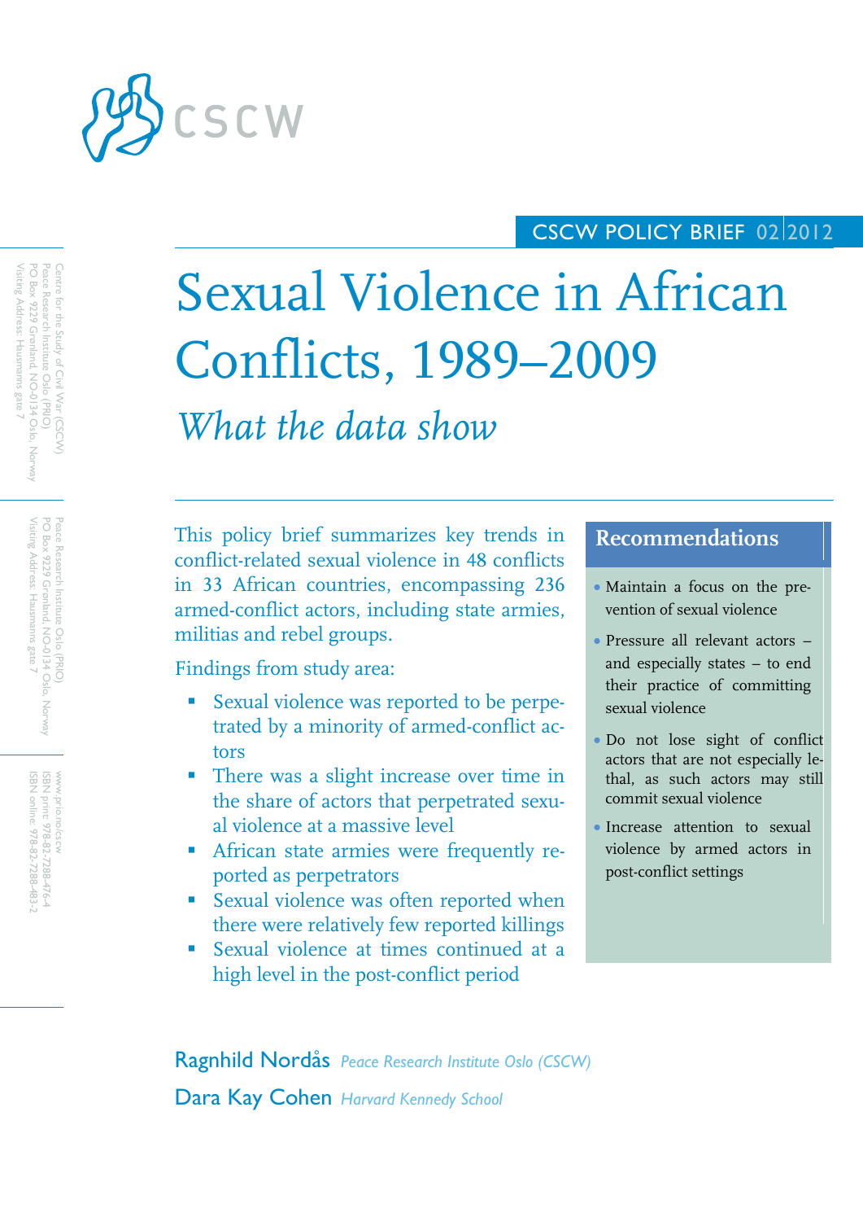CSCW

CSCW POLICY BRIEF 02 | 2012

# Sexual Violence in African Conflicts, 1989–2009

## *What the data show*

This policy brief summarizes key trends in conflict-related sexual violence in 48 conflicts in 33 African countries, encompassing 236 armed-conflict actors, including state armies, militias and rebel groups.

Findings from study area:

- Sexual violence was reported to be perpetrated by a minority of armed-conflict actors
- There was a slight increase over time in the share of actors that perpetrated sexual violence at a massive level
- African state armies were frequently reported as perpetrators
- Sexual violence was often reported when there were relatively few reported killings
- Sexual violence at times continued at a high level in the post-conflict period

### Recommendations

- Maintain a focus on the prevention of sexual violence
- Pressure all relevant actors – and especially states – to end their practice of committing sexual violence
- Do not lose sight of conflict actors that are not especially lethal, as such actors may still commit sexual violence
- Increase attention to sexual violence by armed actors in post-conflict settings

**Ragnhild Nordås** *Peace Research Institute Oslo (CSCW)*

**Dara Kay Cohen** *Harvard Kennedy School*

Centre for the Study of Civil War (CSCW)
Peace Research Institute Oslo (PRIO)
PO Box 9229 Grønland, NO-0134 Oslo, Norway
Visiting Address: Hausmanns gate 7

Peace Research Institute Oslo (PRIO)
PO Box 9229 Grønland, NO-0134 Oslo, Norway
Visiting Address: Hausmanns gate 7

www.prio.no/cscw
ISBN print: 978-82-7288-476-4
ISBN online: 978-82-7288-483-2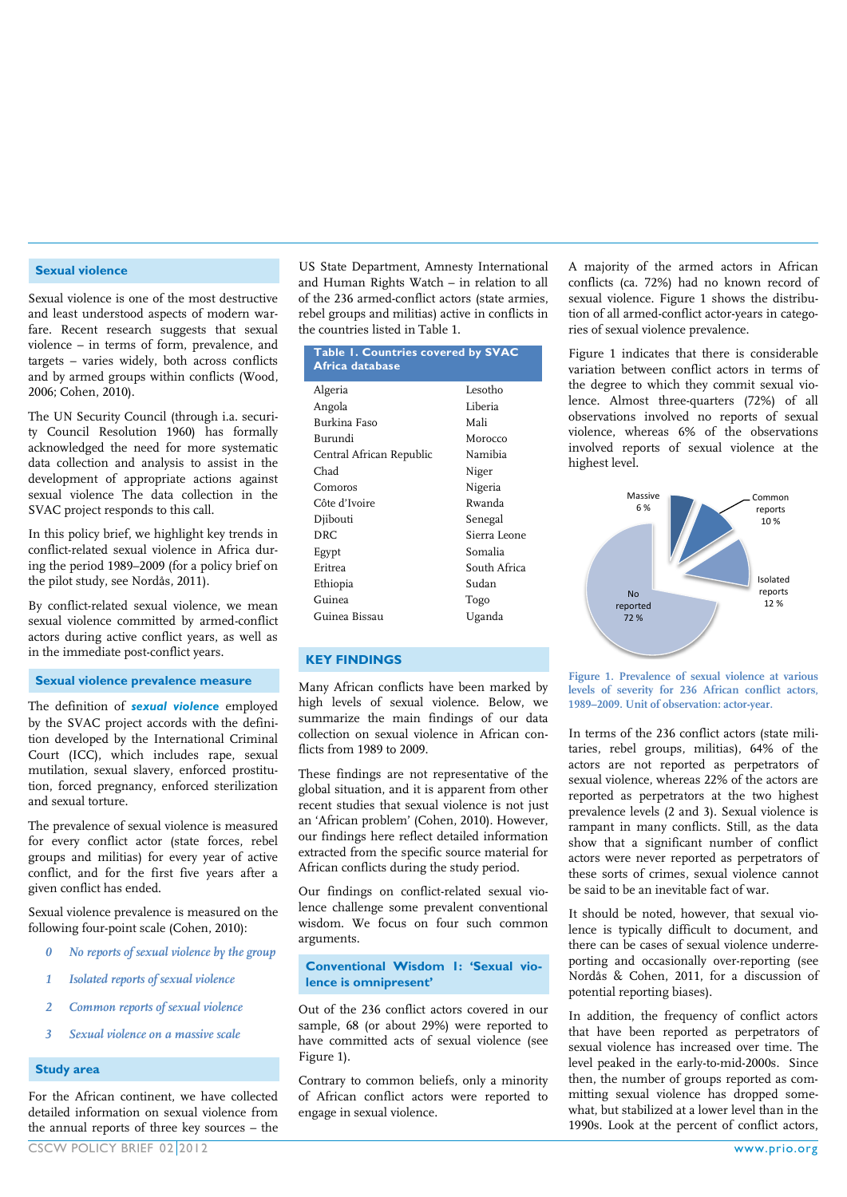## Sexual violence

Sexual violence is one of the most destructive and least understood aspects of modern warfare. Recent research suggests that sexual violence – in terms of form, prevalence, and targets – varies widely, both across conflicts and by armed groups within conflicts (Wood, 2006; Cohen, 2010).

The UN Security Council (through i.a. security Council Resolution 1960) has formally acknowledged the need for more systematic data collection and analysis to assist in the development of appropriate actions against sexual violence The data collection in the SVAC project responds to this call.

In this policy brief, we highlight key trends in conflict-related sexual violence in Africa during the period 1989–2009 (for a policy brief on the pilot study, see Nordås, 2011).

By conflict-related sexual violence, we mean sexual violence committed by armed-conflict actors during active conflict years, as well as in the immediate post-conflict years.

## Sexual violence prevalence measure

The definition of ***sexual violence*** employed by the SVAC project accords with the definition developed by the International Criminal Court (ICC), which includes rape, sexual mutilation, sexual slavery, enforced prostitution, forced pregnancy, enforced sterilization and sexual torture.

The prevalence of sexual violence is measured for every conflict actor (state forces, rebel groups and militias) for every year of active conflict, and for the first five years after a given conflict has ended.

Sexual violence prevalence is measured on the following four-point scale (Cohen, 2010):

- *0 No reports of sexual violence by the group*
- *1 Isolated reports of sexual violence*
- *2 Common reports of sexual violence*
- *3 Sexual violence on a massive scale*

## Study area

For the African continent, we have collected detailed information on sexual violence from the annual reports of three key sources – the US State Department, Amnesty International and Human Rights Watch – in relation to all of the 236 armed-conflict actors (state armies, rebel groups and militias) active in conflicts in the countries listed in Table 1.

**Table 1. Countries covered by SVAC Africa database**

| | |
|---|---|
| Algeria | Lesotho |
| Angola | Liberia |
| Burkina Faso | Mali |
| Burundi | Morocco |
| Central African Republic | Namibia |
| Chad | Niger |
| Comoros | Nigeria |
| Côte d'Ivoire | Rwanda |
| Djibouti | Senegal |
| DRC | Sierra Leone |
| Egypt | Somalia |
| Eritrea | South Africa |
| Ethiopia | Sudan |
| Guinea | Togo |
| Guinea Bissau | Uganda |

## KEY FINDINGS

Many African conflicts have been marked by high levels of sexual violence. Below, we summarize the main findings of our data collection on sexual violence in African conflicts from 1989 to 2009.

These findings are not representative of the global situation, and it is apparent from other recent studies that sexual violence is not just an 'African problem' (Cohen, 2010). However, our findings here reflect detailed information extracted from the specific source material for African conflicts during the study period.

Our findings on conflict-related sexual violence challenge some prevalent conventional wisdom. We focus on four such common arguments.

### Conventional Wisdom 1: 'Sexual violence is omnipresent'

Out of the 236 conflict actors covered in our sample, 68 (or about 29%) were reported to have committed acts of sexual violence (see Figure 1).

Contrary to common beliefs, only a minority of African conflict actors were reported to engage in sexual violence.

A majority of the armed actors in African conflicts (ca. 72%) had no known record of sexual violence. Figure 1 shows the distribution of all armed-conflict actor-years in categories of sexual violence prevalence.

Figure 1 indicates that there is considerable variation between conflict actors in terms of the degree to which they commit sexual violence. Almost three-quarters (72%) of all observations involved no reports of sexual violence, whereas 6% of the observations involved reports of sexual violence at the highest level.

| Category | Share |
|---|---|
| No reported | 72 % |
| Isolated reports | 12 % |
| Common reports | 10 % |
| Massive | 6 % |

**Figure 1. Prevalence of sexual violence at various levels of severity for 236 African conflict actors, 1989–2009. Unit of observation: actor-year.**

In terms of the 236 conflict actors (state militaries, rebel groups, militias), 64% of the actors are not reported as perpetrators of sexual violence, whereas 22% of the actors are reported as perpetrators at the two highest prevalence levels (2 and 3). Sexual violence is rampant in many conflicts. Still, as the data show that a significant number of conflict actors were never reported as perpetrators of these sorts of crimes, sexual violence cannot be said to be an inevitable fact of war.

It should be noted, however, that sexual violence is typically difficult to document, and there can be cases of sexual violence underreporting and occasionally over-reporting (see Nordås & Cohen, 2011, for a discussion of potential reporting biases).

In addition, the frequency of conflict actors that have been reported as perpetrators of sexual violence has increased over time. The level peaked in the early-to-mid-2000s. Since then, the number of groups reported as committing sexual violence has dropped somewhat, but stabilized at a lower level than in the 1990s. Look at the percent of conflict actors,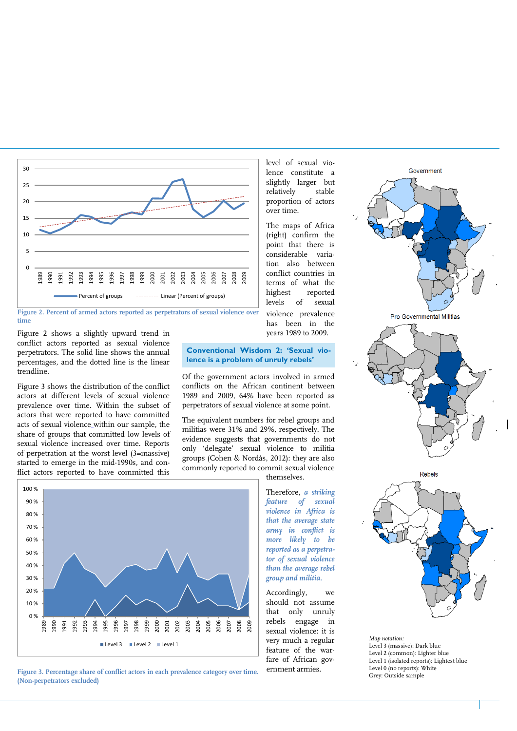Figure 2. Percent of armed actors reported as perpetrators of sexual violence over time

Figure 2 shows a slightly upward trend in conflict actors reported as sexual violence perpetrators. The solid line shows the annual percentages, and the dotted line is the linear trendline.

Figure 3 shows the distribution of the conflict actors at different levels of sexual violence prevalence over time. Within the subset of actors that were reported to have committed acts of sexual violence within our sample, the share of groups that committed low levels of sexual violence increased over time. Reports of perpetration at the worst level (3=massive) started to emerge in the mid-1990s, and conflict actors reported to have committed this level of sexual violence constitute a slightly larger but relatively stable proportion of actors over time.

The maps of Africa (right) confirm the point that there is considerable variation also between conflict countries in terms of what the highest reported levels of sexual violence prevalence has been in the years 1989 to 2009.

Figure 3. Percentage share of conflict actors in each prevalence category over time. (Non-perpetrators excluded)

### Conventional Wisdom 2: 'Sexual violence is a problem of unruly rebels'

Of the government actors involved in armed conflicts on the African continent between 1989 and 2009, 64% have been reported as perpetrators of sexual violence at some point.

The equivalent numbers for rebel groups and militias were 31% and 29%, respectively. The evidence suggests that governments do not only 'delegate' sexual violence to militia groups (Cohen & Nordås, 2012): they are also commonly reported to commit sexual violence themselves.

Therefore, *a striking feature of sexual violence in Africa is that the average state army in conflict is more likely to be reported as a perpetrator of sexual violence than the average rebel group and militia.*

Accordingly, we should not assume that only unruly rebels engage in sexual violence: it is very much a regular feature of the warfare of African government armies.

*Map notation:*
Level 3 (massive): Dark blue
Level 2 (common): Lighter blue
Level 1 (isolated reports): Lightest blue
Level 0 (no reports): White
Grey: Outside sample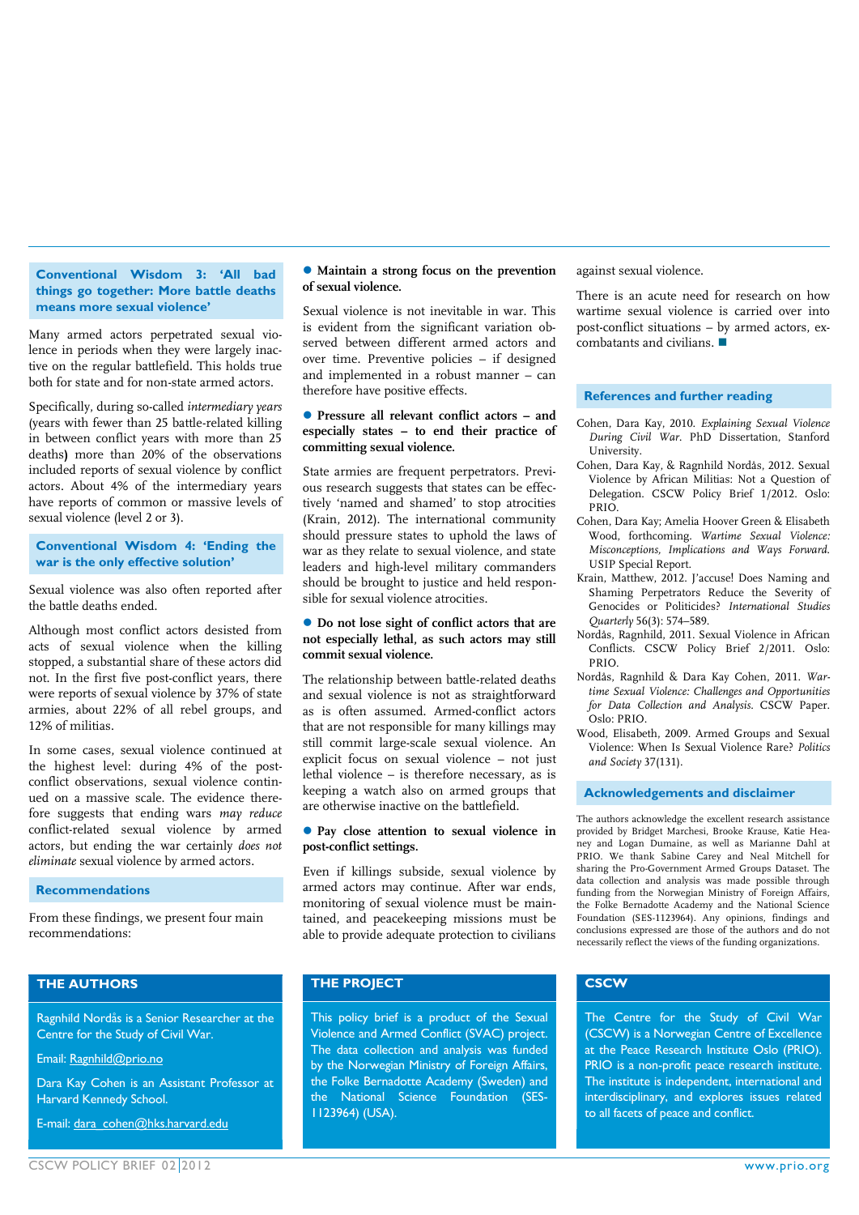### Conventional Wisdom 3: 'All bad things go together: More battle deaths means more sexual violence'

Many armed actors perpetrated sexual violence in periods when they were largely inactive on the regular battlefield. This holds true both for state and for non-state armed actors.

Specifically, during so-called *intermediary years* (years with fewer than 25 battle-related killing in between conflict years with more than 25 deaths) more than 20% of the observations included reports of sexual violence by conflict actors. About 4% of the intermediary years have reports of common or massive levels of sexual violence (level 2 or 3).

### Conventional Wisdom 4: 'Ending the war is the only effective solution'

Sexual violence was also often reported after the battle deaths ended.

Although most conflict actors desisted from acts of sexual violence when the killing stopped, a substantial share of these actors did not. In the first five post-conflict years, there were reports of sexual violence by 37% of state armies, about 22% of all rebel groups, and 12% of militias.

In some cases, sexual violence continued at the highest level: during 4% of the post-conflict observations, sexual violence continued on a massive scale. The evidence therefore suggests that ending wars *may reduce* conflict-related sexual violence by armed actors, but ending the war certainly *does not eliminate* sexual violence by armed actors.

### Recommendations

From these findings, we present four main recommendations:

- **Maintain a strong focus on the prevention of sexual violence.**

Sexual violence is not inevitable in war. This is evident from the significant variation observed between different armed actors and over time. Preventive policies – if designed and implemented in a robust manner – can therefore have positive effects.

- **Pressure all relevant conflict actors – and especially states – to end their practice of committing sexual violence.**

State armies are frequent perpetrators. Previous research suggests that states can be effectively 'named and shamed' to stop atrocities (Krain, 2012). The international community should pressure states to uphold the laws of war as they relate to sexual violence, and state leaders and high-level military commanders should be brought to justice and held responsible for sexual violence atrocities.

- **Do not lose sight of conflict actors that are not especially lethal, as such actors may still commit sexual violence.**

The relationship between battle-related deaths and sexual violence is not as straightforward as is often assumed. Armed-conflict actors that are not responsible for many killings may still commit large-scale sexual violence. An explicit focus on sexual violence – not just lethal violence – is therefore necessary, as is keeping a watch also on armed groups that are otherwise inactive on the battlefield.

- **Pay close attention to sexual violence in post-conflict settings.**

Even if killings subside, sexual violence by armed actors may continue. After war ends, monitoring of sexual violence must be maintained, and peacekeeping missions must be able to provide adequate protection to civilians against sexual violence.

There is an acute need for research on how wartime sexual violence is carried over into post-conflict situations – by armed actors, ex-combatants and civilians. ■

### References and further reading

Cohen, Dara Kay, 2010. *Explaining Sexual Violence During Civil War*. PhD Dissertation, Stanford University.

Cohen, Dara Kay, & Ragnhild Nordås, 2012. Sexual Violence by African Militias: Not a Question of Delegation. CSCW Policy Brief 1/2012. Oslo: PRIO.

Cohen, Dara Kay; Amelia Hoover Green & Elisabeth Wood, forthcoming. *Wartime Sexual Violence: Misconceptions, Implications and Ways Forward*. USIP Special Report.

Krain, Matthew, 2012. J'accuse! Does Naming and Shaming Perpetrators Reduce the Severity of Genocides or Politicides? *International Studies Quarterly* 56(3): 574–589.

Nordås, Ragnhild, 2011. Sexual Violence in African Conflicts. CSCW Policy Brief 2/2011. Oslo: PRIO.

Nordås, Ragnhild & Dara Kay Cohen, 2011. *Wartime Sexual Violence: Challenges and Opportunities for Data Collection and Analysis*. CSCW Paper. Oslo: PRIO.

Wood, Elisabeth, 2009. Armed Groups and Sexual Violence: When Is Sexual Violence Rare? *Politics and Society* 37(131).

### Acknowledgements and disclaimer

The authors acknowledge the excellent research assistance provided by Bridget Marchesi, Brooke Krause, Katie Heaney and Logan Dumaine, as well as Marianne Dahl at PRIO. We thank Sabine Carey and Neal Mitchell for sharing the Pro-Government Armed Groups Dataset. The data collection and analysis was made possible through funding from the Norwegian Ministry of Foreign Affairs, the Folke Bernadotte Academy and the National Science Foundation (SES-1123964). Any opinions, findings and conclusions expressed are those of the authors and do not necessarily reflect the views of the funding organizations.

### THE AUTHORS

Ragnhild Nordås is a Senior Researcher at the Centre for the Study of Civil War.

Email: Ragnhild@prio.no

Dara Kay Cohen is an Assistant Professor at Harvard Kennedy School.

E-mail: dara_cohen@hks.harvard.edu

### THE PROJECT

This policy brief is a product of the Sexual Violence and Armed Conflict (SVAC) project. The data collection and analysis was funded by the Norwegian Ministry of Foreign Affairs, the Folke Bernadotte Academy (Sweden) and the National Science Foundation (SES-1123964) (USA).

### CSCW

The Centre for the Study of Civil War (CSCW) is a Norwegian Centre of Excellence at the Peace Research Institute Oslo (PRIO). PRIO is a non-profit peace research institute. The institute is independent, international and interdisciplinary, and explores issues related to all facets of peace and conflict.